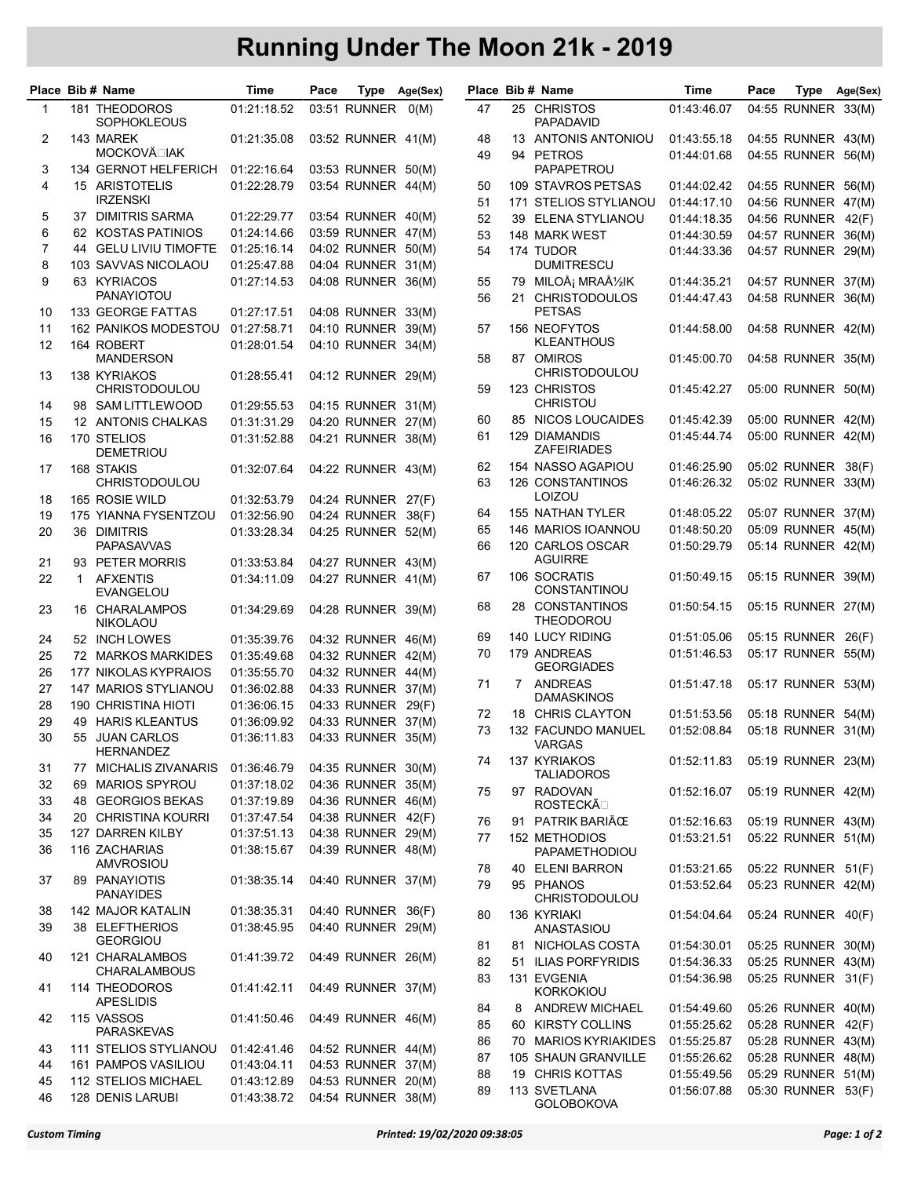# Running Under The Moon 21k - 2019

| Place | Bib # | Name | Time | Pace | Type | Age(Sex) |
|---|---|---|---|---|---|---|
| 1 | 181 | THEODOROS SOPHOKLEOUS | 01:21:18.52 | 03:51 | RUNNER | 0(M) |
| 2 | 143 | MAREK MOCKOVĂ□IAK | 01:21:35.08 | 03:52 | RUNNER | 41(M) |
| 3 | 134 | GERNOT HELFERICH | 01:22:16.64 | 03:53 | RUNNER | 50(M) |
| 4 | 15 | ARISTOTELIS IRZENSKI | 01:22:28.79 | 03:54 | RUNNER | 44(M) |
| 5 | 37 | DIMITRIS SARMA | 01:22:29.77 | 03:54 | RUNNER | 40(M) |
| 6 | 62 | KOSTAS PATINIOS | 01:24:14.66 | 03:59 | RUNNER | 47(M) |
| 7 | 44 | GELU LIVIU TIMOFTE | 01:25:16.14 | 04:02 | RUNNER | 50(M) |
| 8 | 103 | SAVVAS NICOLAOU | 01:25:47.88 | 04:04 | RUNNER | 31(M) |
| 9 | 63 | KYRIACOS PANAYIOTOU | 01:27:14.53 | 04:08 | RUNNER | 36(M) |
| 10 | 133 | GEORGE FATTAS | 01:27:17.51 | 04:08 | RUNNER | 33(M) |
| 11 | 162 | PANIKOS MODESTOU | 01:27:58.71 | 04:10 | RUNNER | 39(M) |
| 12 | 164 | ROBERT MANDERSON | 01:28:01.54 | 04:10 | RUNNER | 34(M) |
| 13 | 138 | KYRIAKOS CHRISTODOULOU | 01:28:55.41 | 04:12 | RUNNER | 29(M) |
| 14 | 98 | SAM LITTLEWOOD | 01:29:55.53 | 04:15 | RUNNER | 31(M) |
| 15 | 12 | ANTONIS CHALKAS | 01:31:31.29 | 04:20 | RUNNER | 27(M) |
| 16 | 170 | STELIOS DEMETRIOU | 01:31:52.88 | 04:21 | RUNNER | 38(M) |
| 17 | 168 | STAKIS CHRISTODOULOU | 01:32:07.64 | 04:22 | RUNNER | 43(M) |
| 18 | 165 | ROSIE WILD | 01:32:53.79 | 04:24 | RUNNER | 27(F) |
| 19 | 175 | YIANNA FYSENTZOU | 01:32:56.90 | 04:24 | RUNNER | 38(F) |
| 20 | 36 | DIMITRIS PAPASAVVAS | 01:33:28.34 | 04:25 | RUNNER | 52(M) |
| 21 | 93 | PETER MORRIS | 01:33:53.84 | 04:27 | RUNNER | 43(M) |
| 22 | 1 | AFXENTIS EVANGELOU | 01:34:11.09 | 04:27 | RUNNER | 41(M) |
| 23 | 16 | CHARALAMPOS NIKOLAOU | 01:34:29.69 | 04:28 | RUNNER | 39(M) |
| 24 | 52 | INCH LOWES | 01:35:39.76 | 04:32 | RUNNER | 46(M) |
| 25 | 72 | MARKOS MARKIDES | 01:35:49.68 | 04:32 | RUNNER | 42(M) |
| 26 | 177 | NIKOLAS KYPRAIOS | 01:35:55.70 | 04:32 | RUNNER | 44(M) |
| 27 | 147 | MARIOS STYLIANOU | 01:36:02.88 | 04:33 | RUNNER | 37(M) |
| 28 | 190 | CHRISTINA HIOTI | 01:36:06.15 | 04:33 | RUNNER | 29(F) |
| 29 | 49 | HARIS KLEANTUS | 01:36:09.92 | 04:33 | RUNNER | 37(M) |
| 30 | 55 | JUAN CARLOS HERNANDEZ | 01:36:11.83 | 04:33 | RUNNER | 35(M) |
| 31 | 77 | MICHALIS ZIVANARIS | 01:36:46.79 | 04:35 | RUNNER | 30(M) |
| 32 | 69 | MARIOS SPYROU | 01:37:18.02 | 04:36 | RUNNER | 35(M) |
| 33 | 48 | GEORGIOS BEKAS | 01:37:19.89 | 04:36 | RUNNER | 46(M) |
| 34 | 20 | CHRISTINA KOURRI | 01:37:47.54 | 04:38 | RUNNER | 42(F) |
| 35 | 127 | DARREN KILBY | 01:37:51.13 | 04:38 | RUNNER | 29(M) |
| 36 | 116 | ZACHARIAS AMVROSIOU | 01:38:15.67 | 04:39 | RUNNER | 48(M) |
| 37 | 89 | PANAYIOTIS PANAYIDES | 01:38:35.14 | 04:40 | RUNNER | 37(M) |
| 38 | 142 | MAJOR KATALIN | 01:38:35.31 | 04:40 | RUNNER | 36(F) |
| 39 | 38 | ELEFTHERIOS GEORGIOU | 01:38:45.95 | 04:40 | RUNNER | 29(M) |
| 40 | 121 | CHARALAMBOS CHARALAMBOUS | 01:41:39.72 | 04:49 | RUNNER | 26(M) |
| 41 | 114 | THEODOROS APESLIDIS | 01:41:42.11 | 04:49 | RUNNER | 37(M) |
| 42 | 115 | VASSOS PARASKEVAS | 01:41:50.46 | 04:49 | RUNNER | 46(M) |
| 43 | 111 | STELIOS STYLIANOU | 01:42:41.46 | 04:52 | RUNNER | 44(M) |
| 44 | 161 | PAMPOS VASILIOU | 01:43:04.11 | 04:53 | RUNNER | 37(M) |
| 45 | 112 | STELIOS MICHAEL | 01:43:12.89 | 04:53 | RUNNER | 20(M) |
| 46 | 128 | DENIS LARUBI | 01:43:38.72 | 04:54 | RUNNER | 38(M) |
| 47 | 25 | CHRISTOS PAPADAVID | 01:43:46.07 | 04:55 | RUNNER | 33(M) |
| 48 | 13 | ANTONIS ANTONIOU | 01:43:55.18 | 04:55 | RUNNER | 43(M) |
| 49 | 94 | PETROS PAPAPETROU | 01:44:01.68 | 04:55 | RUNNER | 56(M) |
| 50 | 109 | STAVROS PETSAS | 01:44:02.42 | 04:55 | RUNNER | 56(M) |
| 51 | 171 | STELIOS STYLIANOU | 01:44:17.10 | 04:56 | RUNNER | 47(M) |
| 52 | 39 | ELENA STYLIANOU | 01:44:18.35 | 04:56 | RUNNER | 42(F) |
| 53 | 148 | MARK WEST | 01:44:30.59 | 04:57 | RUNNER | 36(M) |
| 54 | 174 | TUDOR DUMITRESCU | 01:44:33.36 | 04:57 | RUNNER | 29(M) |
| 55 | 79 | MILOÅ¡ MRAÅ½IK | 01:44:35.21 | 04:57 | RUNNER | 37(M) |
| 56 | 21 | CHRISTODOULOS PETSAS | 01:44:47.43 | 04:58 | RUNNER | 36(M) |
| 57 | 156 | NEOFYTOS KLEANTHOUS | 01:44:58.00 | 04:58 | RUNNER | 42(M) |
| 58 | 87 | OMIROS CHRISTODOULOU | 01:45:00.70 | 04:58 | RUNNER | 35(M) |
| 59 | 123 | CHRISTOS CHRISTOU | 01:45:42.27 | 05:00 | RUNNER | 50(M) |
| 60 | 85 | NICOS LOUCAIDES | 01:45:42.39 | 05:00 | RUNNER | 42(M) |
| 61 | 129 | DIAMANDIS ZAFEIRIADES | 01:45:44.74 | 05:00 | RUNNER | 42(M) |
| 62 | 154 | NASSO AGAPIOU | 01:46:25.90 | 05:02 | RUNNER | 38(F) |
| 63 | 126 | CONSTANTINOS LOIZOU | 01:46:26.32 | 05:02 | RUNNER | 33(M) |
| 64 | 155 | NATHAN TYLER | 01:48:05.22 | 05:07 | RUNNER | 37(M) |
| 65 | 146 | MARIOS IOANNOU | 01:48:50.20 | 05:09 | RUNNER | 45(M) |
| 66 | 120 | CARLOS OSCAR AGUIRRE | 01:50:29.79 | 05:14 | RUNNER | 42(M) |
| 67 | 106 | SOCRATIS CONSTANTINOU | 01:50:49.15 | 05:15 | RUNNER | 39(M) |
| 68 | 28 | CONSTANTINOS THEODOROU | 01:50:54.15 | 05:15 | RUNNER | 27(M) |
| 69 | 140 | LUCY RIDING | 01:51:05.06 | 05:15 | RUNNER | 26(F) |
| 70 | 179 | ANDREAS GEORGIADES | 01:51:46.53 | 05:17 | RUNNER | 55(M) |
| 71 | 7 | ANDREAS DAMASKINOS | 01:51:47.18 | 05:17 | RUNNER | 53(M) |
| 72 | 18 | CHRIS CLAYTON | 01:51:53.56 | 05:18 | RUNNER | 54(M) |
| 73 | 132 | FACUNDO MANUEL VARGAS | 01:52:08.84 | 05:18 | RUNNER | 31(M) |
| 74 | 137 | KYRIAKOS TALIADOROS | 01:52:11.83 | 05:19 | RUNNER | 23(M) |
| 75 | 97 | RADOVAN ROSTECKÃ□ | 01:52:16.07 | 05:19 | RUNNER | 42(M) |
| 76 | 91 | PATRIK BARIÄŒ | 01:52:16.63 | 05:19 | RUNNER | 43(M) |
| 77 | 152 | METHODIOS PAPAMETHODIOU | 01:53:21.51 | 05:22 | RUNNER | 51(M) |
| 78 | 40 | ELENI BARRON | 01:53:21.65 | 05:22 | RUNNER | 51(F) |
| 79 | 95 | PHANOS CHRISTODOULOU | 01:53:52.64 | 05:23 | RUNNER | 42(M) |
| 80 | 136 | KYRIAKI ANASTASIOU | 01:54:04.64 | 05:24 | RUNNER | 40(F) |
| 81 | 81 | NICHOLAS COSTA | 01:54:30.01 | 05:25 | RUNNER | 30(M) |
| 82 | 51 | ILIAS PORFYRIDIS | 01:54:36.33 | 05:25 | RUNNER | 43(M) |
| 83 | 131 | EVGENIA KORKOKIOU | 01:54:36.98 | 05:25 | RUNNER | 31(F) |
| 84 | 8 | ANDREW MICHAEL | 01:54:49.60 | 05:26 | RUNNER | 40(M) |
| 85 | 60 | KIRSTY COLLINS | 01:55:25.62 | 05:28 | RUNNER | 42(F) |
| 86 | 70 | MARIOS KYRIAKIDES | 01:55:25.87 | 05:28 | RUNNER | 43(M) |
| 87 | 105 | SHAUN GRANVILLE | 01:55:26.62 | 05:28 | RUNNER | 48(M) |
| 88 | 19 | CHRIS KOTTAS | 01:55:49.56 | 05:29 | RUNNER | 51(M) |
| 89 | 113 | SVETLANA GOLOBOKOVA | 01:56:07.88 | 05:30 | RUNNER | 53(F) |

*Custom Timing* *Printed: 19/02/2020 09:38:05*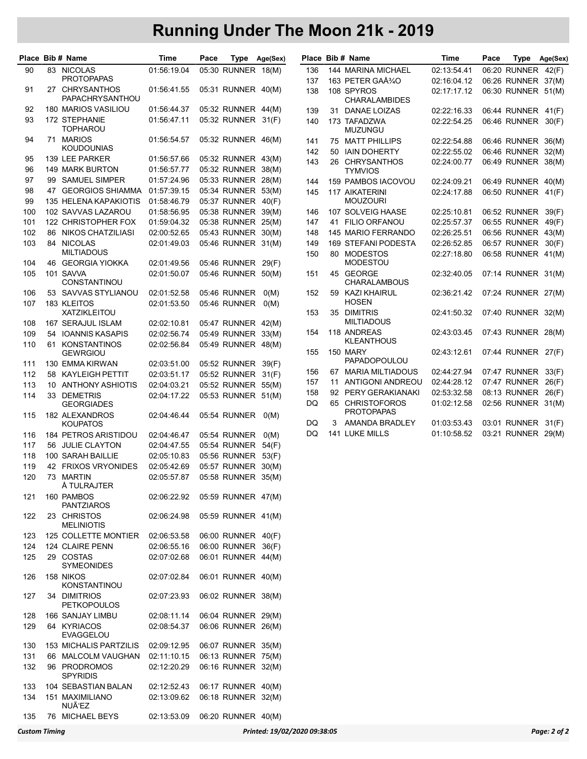# Running Under The Moon 21k - 2019

| Place | Bib # | Name | Time | Pace | Type | Age(Sex) |
|---|---|---|---|---|---|---|
| 90 | 83 | NICOLAS PROTOPAPAS | 01:56:19.04 | 05:30 | RUNNER | 18(M) |
| 91 | 27 | CHRYSANTHOS PAPACHRYSANTHOU | 01:56:41.55 | 05:31 | RUNNER | 40(M) |
| 92 | 180 | MARIOS VASILIOU | 01:56:44.37 | 05:32 | RUNNER | 44(M) |
| 93 | 172 | STEPHANIE TOPHAROU | 01:56:47.11 | 05:32 | RUNNER | 31(F) |
| 94 | 71 | MARIOS KOUDOUNIAS | 01:56:54.57 | 05:32 | RUNNER | 46(M) |
| 95 | 139 | LEE PARKER | 01:56:57.66 | 05:32 | RUNNER | 43(M) |
| 96 | 149 | MARK BURTON | 01:56:57.77 | 05:32 | RUNNER | 38(M) |
| 97 | 99 | SAMUEL SIMPER | 01:57:24.96 | 05:33 | RUNNER | 28(M) |
| 98 | 47 | GEORGIOS SHIAMMA | 01:57:39.15 | 05:34 | RUNNER | 53(M) |
| 99 | 135 | HELENA KAPAKIOTIS | 01:58:46.79 | 05:37 | RUNNER | 40(F) |
| 100 | 102 | SAVVAS LAZAROU | 01:58:56.95 | 05:38 | RUNNER | 39(M) |
| 101 | 122 | CHRISTOPHER FOX | 01:59:04.32 | 05:38 | RUNNER | 25(M) |
| 102 | 86 | NIKOS CHATZILIASI | 02:00:52.65 | 05:43 | RUNNER | 30(M) |
| 103 | 84 | NICOLAS MILTIADOUS | 02:01:49.03 | 05:46 | RUNNER | 31(M) |
| 104 | 46 | GEORGIA YIOKKA | 02:01:49.56 | 05:46 | RUNNER | 29(F) |
| 105 | 101 | SAVVA CONSTANTINOU | 02:01:50.07 | 05:46 | RUNNER | 50(M) |
| 106 | 53 | SAVVAS STYLIANOU | 02:01:52.58 | 05:46 | RUNNER | 0(M) |
| 107 | 183 | KLEITOS XATZIKLEITOU | 02:01:53.50 | 05:46 | RUNNER | 0(M) |
| 108 | 167 | SERAJUL ISLAM | 02:02:10.81 | 05:47 | RUNNER | 42(M) |
| 109 | 54 | IOANNIS KASAPIS | 02:02:56.74 | 05:49 | RUNNER | 33(M) |
| 110 | 61 | KONSTANTINOS GEWRGIOU | 02:02:56.84 | 05:49 | RUNNER | 48(M) |
| 111 | 130 | EMMA KIRWAN | 02:03:51.00 | 05:52 | RUNNER | 39(F) |
| 112 | 58 | KAYLEIGH PETTIT | 02:03:51.17 | 05:52 | RUNNER | 31(F) |
| 113 | 10 | ANTHONY ASHIOTIS | 02:04:03.21 | 05:52 | RUNNER | 55(M) |
| 114 | 33 | DEMETRIS GEORGIADES | 02:04:17.22 | 05:53 | RUNNER | 51(M) |
| 115 | 182 | ALEXANDROS KOUPATOS | 02:04:46.44 | 05:54 | RUNNER | 0(M) |
| 116 | 184 | PETROS ARISTIDOU | 02:04:46.47 | 05:54 | RUNNER | 0(M) |
| 117 | 56 | JULIE CLAYTON | 02:04:47.55 | 05:54 | RUNNER | 54(F) |
| 118 | 100 | SARAH BAILLIE | 02:05:10.83 | 05:56 | RUNNER | 53(F) |
| 119 | 42 | FRIXOS VRYONIDES | 02:05:42.69 | 05:57 | RUNNER | 30(M) |
| 120 | 73 | MARTIN Å TULRAJTER | 02:05:57.87 | 05:58 | RUNNER | 35(M) |
| 121 | 160 | PAMBOS PANTZIAROS | 02:06:22.92 | 05:59 | RUNNER | 47(M) |
| 122 | 23 | CHRISTOS MELINIOTIS | 02:06:24.98 | 05:59 | RUNNER | 41(M) |
| 123 | 125 | COLLETTE MONTIER | 02:06:53.58 | 06:00 | RUNNER | 40(F) |
| 124 | 124 | CLAIRE PENN | 02:06:55.16 | 06:00 | RUNNER | 36(F) |
| 125 | 29 | COSTAS SYMEONIDES | 02:07:02.68 | 06:01 | RUNNER | 44(M) |
| 126 | 158 | NIKOS KONSTANTINOU | 02:07:02.84 | 06:01 | RUNNER | 40(M) |
| 127 | 34 | DIMITRIOS PETKOPOULOS | 02:07:23.93 | 06:02 | RUNNER | 38(M) |
| 128 | 166 | SANJAY LIMBU | 02:08:11.14 | 06:04 | RUNNER | 29(M) |
| 129 | 64 | KYRIACOS EVAGGELOU | 02:08:54.37 | 06:06 | RUNNER | 26(M) |
| 130 | 153 | MICHALIS PARTZILIS | 02:09:12.95 | 06:07 | RUNNER | 35(M) |
| 131 | 66 | MALCOLM VAUGHAN | 02:11:10.15 | 06:13 | RUNNER | 75(M) |
| 132 | 96 | PRODROMOS SPYRIDIS | 02:12:20.29 | 06:16 | RUNNER | 32(M) |
| 133 | 104 | SEBASTIAN BALAN | 02:12:52.43 | 06:17 | RUNNER | 40(M) |
| 134 | 151 | MAXIMILIANO NUÃ‘EZ | 02:13:09.62 | 06:18 | RUNNER | 32(M) |
| 135 | 76 | MICHAEL BEYS | 02:13:53.09 | 06:20 | RUNNER | 40(M) |
| 136 | 144 | MARINA MICHAEL | 02:13:54.41 | 06:20 | RUNNER | 42(F) |
| 137 | 163 | PETER GAÂ¾O | 02:16:04.12 | 06:26 | RUNNER | 37(M) |
| 138 | 108 | SPYROS CHARALAMBIDES | 02:17:17.12 | 06:30 | RUNNER | 51(M) |
| 139 | 31 | DANAE LOIZAS | 02:22:16.33 | 06:44 | RUNNER | 41(F) |
| 140 | 173 | TAFADZWA MUZUNGU | 02:22:54.25 | 06:46 | RUNNER | 30(F) |
| 141 | 75 | MATT PHILLIPS | 02:22:54.88 | 06:46 | RUNNER | 36(M) |
| 142 | 50 | IAIN DOHERTY | 02:22:55.02 | 06:46 | RUNNER | 32(M) |
| 143 | 26 | CHRYSANTHOS TYMVIOS | 02:24:00.77 | 06:49 | RUNNER | 38(M) |
| 144 | 159 | PAMBOS IACOVOU | 02:24:09.21 | 06:49 | RUNNER | 40(M) |
| 145 | 117 | AIKATERINI MOUZOURI | 02:24:17.88 | 06:50 | RUNNER | 41(F) |
| 146 | 107 | SOLVEIG HAASE | 02:25:10.81 | 06:52 | RUNNER | 39(F) |
| 147 | 41 | FILIO ORFANOU | 02:25:57.37 | 06:55 | RUNNER | 49(F) |
| 148 | 145 | MARIO FERRANDO | 02:26:25.51 | 06:56 | RUNNER | 43(M) |
| 149 | 169 | STEFANI PODESTA | 02:26:52.85 | 06:57 | RUNNER | 30(F) |
| 150 | 80 | MODESTOS MODESTOU | 02:27:18.80 | 06:58 | RUNNER | 41(M) |
| 151 | 45 | GEORGE CHARALAMBOUS | 02:32:40.05 | 07:14 | RUNNER | 31(M) |
| 152 | 59 | KAZI KHAIRUL HOSEN | 02:36:21.42 | 07:24 | RUNNER | 27(M) |
| 153 | 35 | DIMITRIS MILTIADOUS | 02:41:50.32 | 07:40 | RUNNER | 32(M) |
| 154 | 118 | ANDREAS KLEANTHOUS | 02:43:03.45 | 07:43 | RUNNER | 28(M) |
| 155 | 150 | MARY PAPADOPOULOU | 02:43:12.61 | 07:44 | RUNNER | 27(F) |
| 156 | 67 | MARIA MILTIADOUS | 02:44:27.94 | 07:47 | RUNNER | 33(F) |
| 157 | 11 | ANTIGONI ANDREOU | 02:44:28.12 | 07:47 | RUNNER | 26(F) |
| 158 | 92 | PERY GERAKIANAKI | 02:53:32.58 | 08:13 | RUNNER | 26(F) |
| DQ | 65 | CHRISTOFOROS PROTOPAPAS | 01:02:12.58 | 02:56 | RUNNER | 31(M) |
| DQ | 3 | AMANDA BRADLEY | 01:03:53.43 | 03:01 | RUNNER | 31(F) |
| DQ | 141 | LUKE MILLS | 01:10:58.52 | 03:21 | RUNNER | 29(M) |

*Custom Timing* *Printed: 19/02/2020 09:38:05*